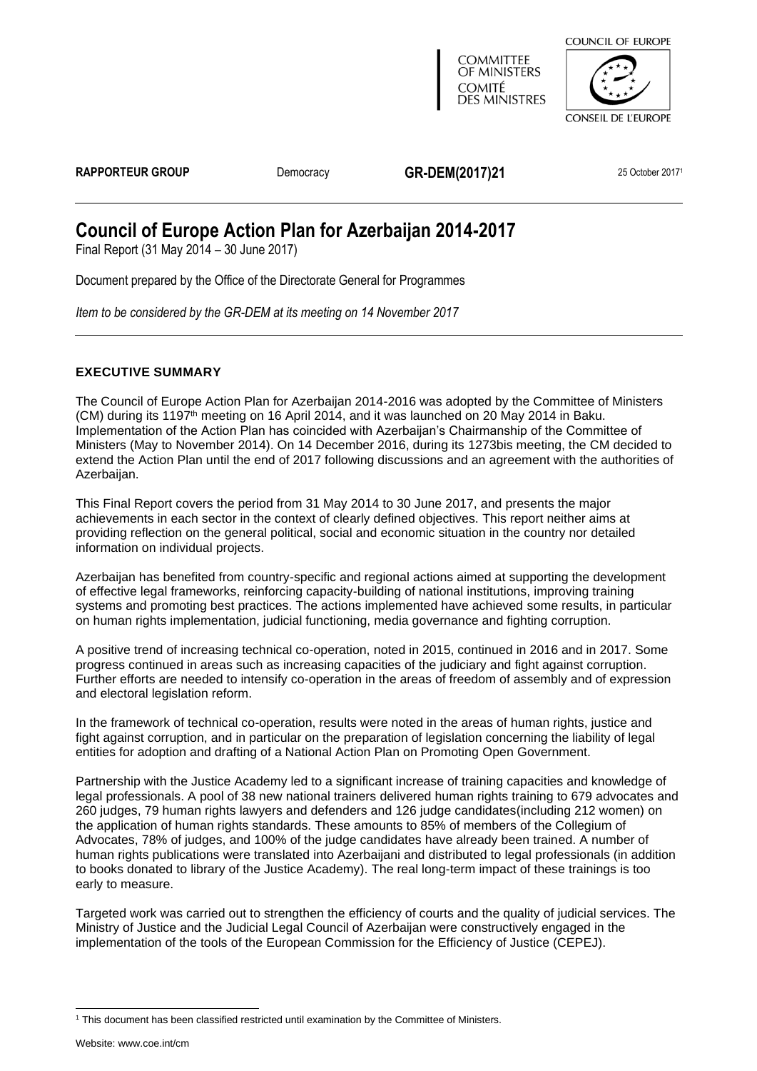COMMITTEE OF MINISTERS
COMITÉ DES MINISTRES

COUNCIL OF EUROPE
CONSEIL DE L'EUROPE

**RAPPORTEUR GROUP** Democracy **GR-DEM(2017)21** 25 October 2017[1]

# Council of Europe Action Plan for Azerbaijan 2014-2017

Final Report (31 May 2014 – 30 June 2017)

Document prepared by the Office of the Directorate General for Programmes

*Item to be considered by the GR-DEM at its meeting on 14 November 2017*

## EXECUTIVE SUMMARY

The Council of Europe Action Plan for Azerbaijan 2014-2016 was adopted by the Committee of Ministers (CM) during its 1197th meeting on 16 April 2014, and it was launched on 20 May 2014 in Baku. Implementation of the Action Plan has coincided with Azerbaijan's Chairmanship of the Committee of Ministers (May to November 2014). On 14 December 2016, during its 1273bis meeting, the CM decided to extend the Action Plan until the end of 2017 following discussions and an agreement with the authorities of Azerbaijan.

This Final Report covers the period from 31 May 2014 to 30 June 2017, and presents the major achievements in each sector in the context of clearly defined objectives. This report neither aims at providing reflection on the general political, social and economic situation in the country nor detailed information on individual projects.

Azerbaijan has benefited from country-specific and regional actions aimed at supporting the development of effective legal frameworks, reinforcing capacity-building of national institutions, improving training systems and promoting best practices. The actions implemented have achieved some results, in particular on human rights implementation, judicial functioning, media governance and fighting corruption.

A positive trend of increasing technical co-operation, noted in 2015, continued in 2016 and in 2017. Some progress continued in areas such as increasing capacities of the judiciary and fight against corruption. Further efforts are needed to intensify co-operation in the areas of freedom of assembly and of expression and electoral legislation reform.

In the framework of technical co-operation, results were noted in the areas of human rights, justice and fight against corruption, and in particular on the preparation of legislation concerning the liability of legal entities for adoption and drafting of a National Action Plan on Promoting Open Government.

Partnership with the Justice Academy led to a significant increase of training capacities and knowledge of legal professionals. A pool of 38 new national trainers delivered human rights training to 679 advocates and 260 judges, 79 human rights lawyers and defenders and 126 judge candidates(including 212 women) on the application of human rights standards. These amounts to 85% of members of the Collegium of Advocates, 78% of judges, and 100% of the judge candidates have already been trained. A number of human rights publications were translated into Azerbaijani and distributed to legal professionals (in addition to books donated to library of the Justice Academy). The real long-term impact of these trainings is too early to measure.

Targeted work was carried out to strengthen the efficiency of courts and the quality of judicial services. The Ministry of Justice and the Judicial Legal Council of Azerbaijan were constructively engaged in the implementation of the tools of the European Commission for the Efficiency of Justice (CEPEJ).

[1] This document has been classified restricted until examination by the Committee of Ministers.

Website: www.coe.int/cm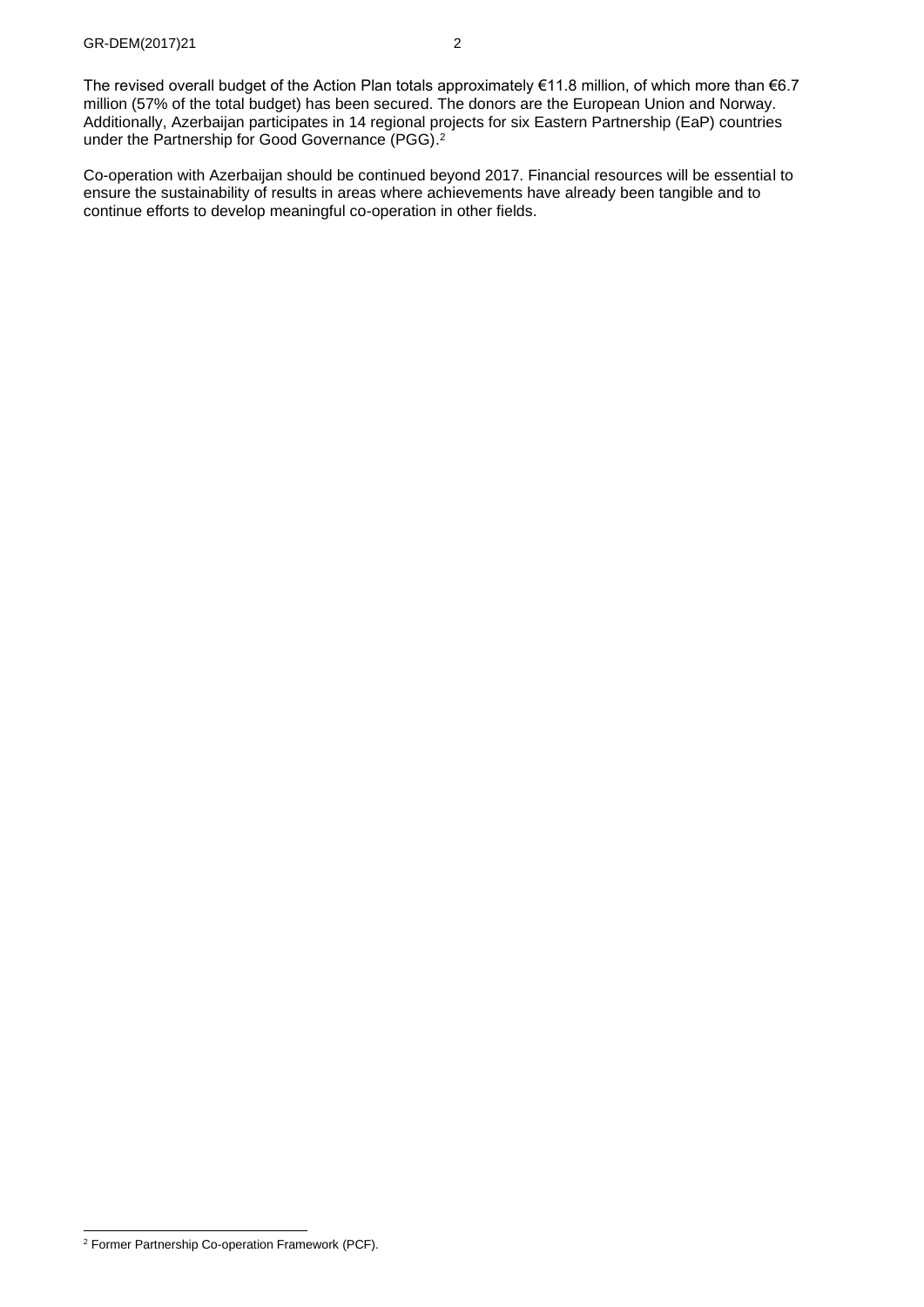The revised overall budget of the Action Plan totals approximately €11.8 million, of which more than €6.7 million (57% of the total budget) has been secured. The donors are the European Union and Norway. Additionally, Azerbaijan participates in 14 regional projects for six Eastern Partnership (EaP) countries under the Partnership for Good Governance (PGG).[2]

Co-operation with Azerbaijan should be continued beyond 2017. Financial resources will be essential to ensure the sustainability of results in areas where achievements have already been tangible and to continue efforts to develop meaningful co-operation in other fields.

[2] Former Partnership Co-operation Framework (PCF).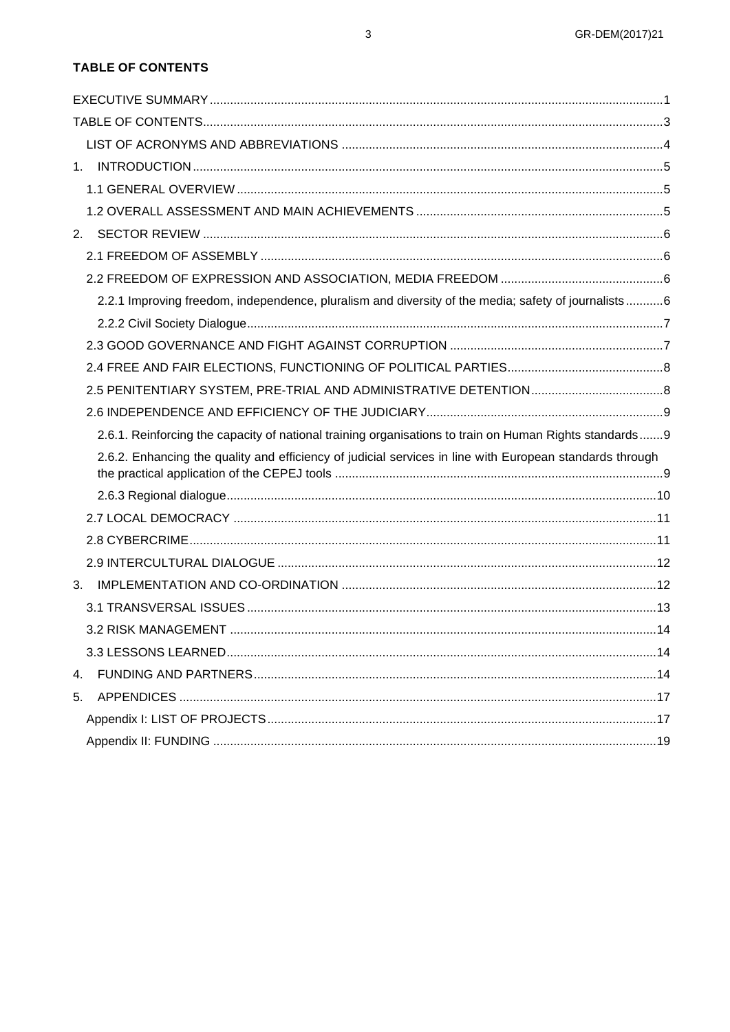**TABLE OF CONTENTS**

EXECUTIVE SUMMARY ... 1
TABLE OF CONTENTS ... 3
- LIST OF ACRONYMS AND ABBREVIATIONS ... 4

1. INTRODUCTION ... 5
   - 1.1 GENERAL OVERVIEW ... 5
   - 1.2 OVERALL ASSESSMENT AND MAIN ACHIEVEMENTS ... 5
2. SECTOR REVIEW ... 6
   - 2.1 FREEDOM OF ASSEMBLY ... 6
   - 2.2 FREEDOM OF EXPRESSION AND ASSOCIATION, MEDIA FREEDOM ... 6
     - 2.2.1 Improving freedom, independence, pluralism and diversity of the media; safety of journalists ... 6
     - 2.2.2 Civil Society Dialogue ... 7
   - 2.3 GOOD GOVERNANCE AND FIGHT AGAINST CORRUPTION ... 7
   - 2.4 FREE AND FAIR ELECTIONS, FUNCTIONING OF POLITICAL PARTIES ... 8
   - 2.5 PENITENTIARY SYSTEM, PRE-TRIAL AND ADMINISTRATIVE DETENTION ... 8
   - 2.6 INDEPENDENCE AND EFFICIENCY OF THE JUDICIARY ... 9
     - 2.6.1. Reinforcing the capacity of national training organisations to train on Human Rights standards ... 9
     - 2.6.2. Enhancing the quality and efficiency of judicial services in line with European standards through the practical application of the CEPEJ tools ... 9
     - 2.6.3 Regional dialogue ... 10
   - 2.7 LOCAL DEMOCRACY ... 11
   - 2.8 CYBERCRIME ... 11
   - 2.9 INTERCULTURAL DIALOGUE ... 12
3. IMPLEMENTATION AND CO-ORDINATION ... 12
   - 3.1 TRANSVERSAL ISSUES ... 13
   - 3.2 RISK MANAGEMENT ... 14
   - 3.3 LESSONS LEARNED ... 14
4. FUNDING AND PARTNERS ... 14
5. APPENDICES ... 17
   - Appendix I: LIST OF PROJECTS ... 17
   - Appendix II: FUNDING ... 19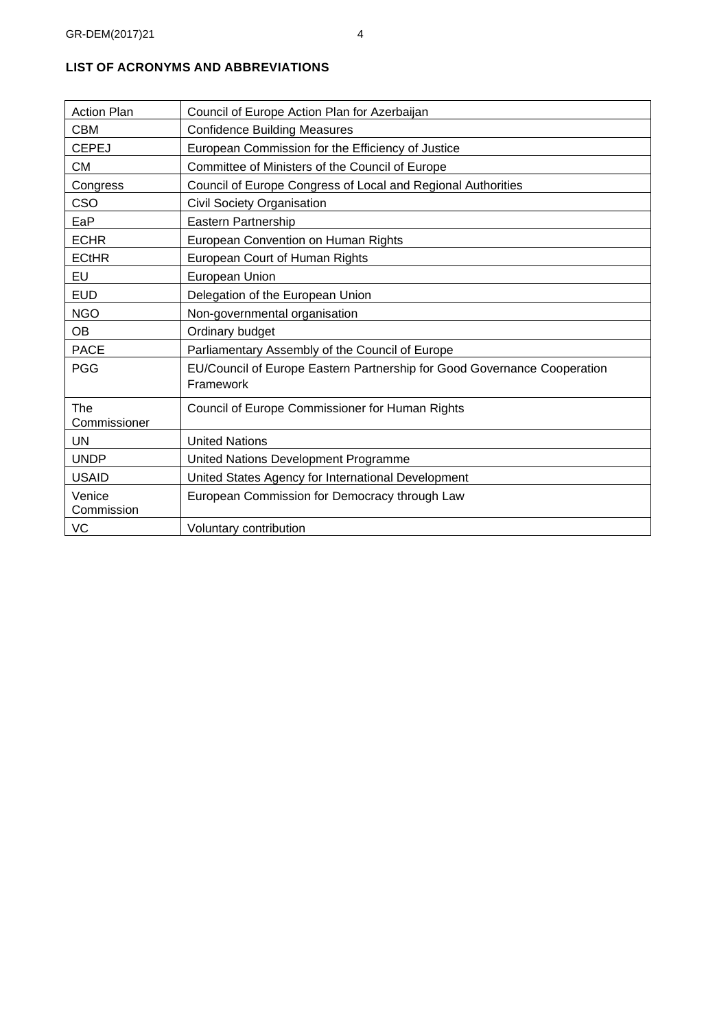## LIST OF ACRONYMS AND ABBREVIATIONS

| | |
|---|---|
| Action Plan | Council of Europe Action Plan for Azerbaijan |
| CBM | Confidence Building Measures |
| CEPEJ | European Commission for the Efficiency of Justice |
| CM | Committee of Ministers of the Council of Europe |
| Congress | Council of Europe Congress of Local and Regional Authorities |
| CSO | Civil Society Organisation |
| EaP | Eastern Partnership |
| ECHR | European Convention on Human Rights |
| ECtHR | European Court of Human Rights |
| EU | European Union |
| EUD | Delegation of the European Union |
| NGO | Non-governmental organisation |
| OB | Ordinary budget |
| PACE | Parliamentary Assembly of the Council of Europe |
| PGG | EU/Council of Europe Eastern Partnership for Good Governance Cooperation Framework |
| The Commissioner | Council of Europe Commissioner for Human Rights |
| UN | United Nations |
| UNDP | United Nations Development Programme |
| USAID | United States Agency for International Development |
| Venice Commission | European Commission for Democracy through Law |
| VC | Voluntary contribution |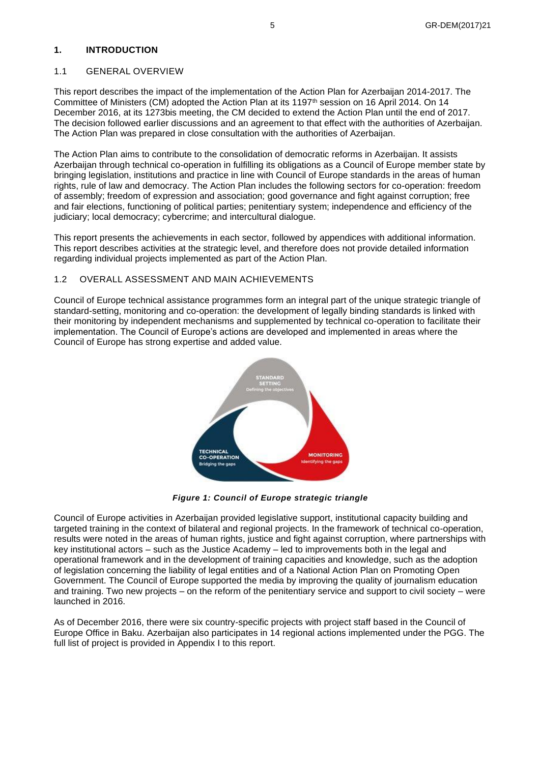# 1. INTRODUCTION

## 1.1 GENERAL OVERVIEW

This report describes the impact of the implementation of the Action Plan for Azerbaijan 2014-2017. The Committee of Ministers (CM) adopted the Action Plan at its 1197th session on 16 April 2014. On 14 December 2016, at its 1273bis meeting, the CM decided to extend the Action Plan until the end of 2017. The decision followed earlier discussions and an agreement to that effect with the authorities of Azerbaijan. The Action Plan was prepared in close consultation with the authorities of Azerbaijan.

The Action Plan aims to contribute to the consolidation of democratic reforms in Azerbaijan. It assists Azerbaijan through technical co-operation in fulfilling its obligations as a Council of Europe member state by bringing legislation, institutions and practice in line with Council of Europe standards in the areas of human rights, rule of law and democracy. The Action Plan includes the following sectors for co-operation: freedom of assembly; freedom of expression and association; good governance and fight against corruption; free and fair elections, functioning of political parties; penitentiary system; independence and efficiency of the judiciary; local democracy; cybercrime; and intercultural dialogue.

This report presents the achievements in each sector, followed by appendices with additional information. This report describes activities at the strategic level, and therefore does not provide detailed information regarding individual projects implemented as part of the Action Plan.

## 1.2 OVERALL ASSESSMENT AND MAIN ACHIEVEMENTS

Council of Europe technical assistance programmes form an integral part of the unique strategic triangle of standard-setting, monitoring and co-operation: the development of legally binding standards is linked with their monitoring by independent mechanisms and supplemented by technical co-operation to facilitate their implementation. The Council of Europe's actions are developed and implemented in areas where the Council of Europe has strong expertise and added value.

***Figure 1: Council of Europe strategic triangle***

Council of Europe activities in Azerbaijan provided legislative support, institutional capacity building and targeted training in the context of bilateral and regional projects. In the framework of technical co-operation, results were noted in the areas of human rights, justice and fight against corruption, where partnerships with key institutional actors – such as the Justice Academy – led to improvements both in the legal and operational framework and in the development of training capacities and knowledge, such as the adoption of legislation concerning the liability of legal entities and of a National Action Plan on Promoting Open Government. The Council of Europe supported the media by improving the quality of journalism education and training. Two new projects – on the reform of the penitentiary service and support to civil society – were launched in 2016.

As of December 2016, there were six country-specific projects with project staff based in the Council of Europe Office in Baku. Azerbaijan also participates in 14 regional actions implemented under the PGG. The full list of project is provided in Appendix I to this report.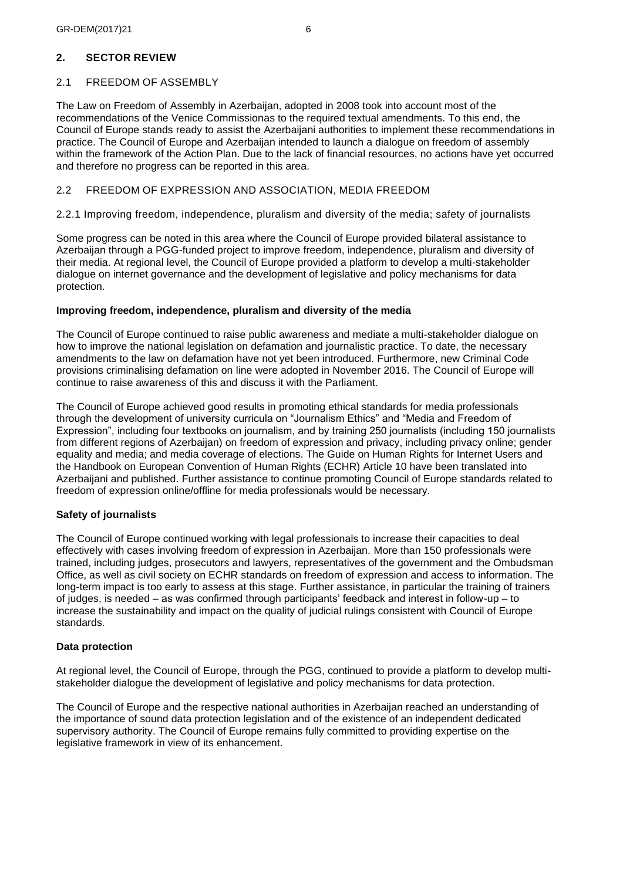## 2. SECTOR REVIEW

### 2.1 FREEDOM OF ASSEMBLY

The Law on Freedom of Assembly in Azerbaijan, adopted in 2008 took into account most of the recommendations of the Venice Commissionas to the required textual amendments. To this end, the Council of Europe stands ready to assist the Azerbaijani authorities to implement these recommendations in practice. The Council of Europe and Azerbaijan intended to launch a dialogue on freedom of assembly within the framework of the Action Plan. Due to the lack of financial resources, no actions have yet occurred and therefore no progress can be reported in this area.

### 2.2 FREEDOM OF EXPRESSION AND ASSOCIATION, MEDIA FREEDOM

#### 2.2.1 Improving freedom, independence, pluralism and diversity of the media; safety of journalists

Some progress can be noted in this area where the Council of Europe provided bilateral assistance to Azerbaijan through a PGG-funded project to improve freedom, independence, pluralism and diversity of their media. At regional level, the Council of Europe provided a platform to develop a multi-stakeholder dialogue on internet governance and the development of legislative and policy mechanisms for data protection.

**Improving freedom, independence, pluralism and diversity of the media**

The Council of Europe continued to raise public awareness and mediate a multi-stakeholder dialogue on how to improve the national legislation on defamation and journalistic practice. To date, the necessary amendments to the law on defamation have not yet been introduced. Furthermore, new Criminal Code provisions criminalising defamation on line were adopted in November 2016. The Council of Europe will continue to raise awareness of this and discuss it with the Parliament.

The Council of Europe achieved good results in promoting ethical standards for media professionals through the development of university curricula on "Journalism Ethics" and "Media and Freedom of Expression", including four textbooks on journalism, and by training 250 journalists (including 150 journalists from different regions of Azerbaijan) on freedom of expression and privacy, including privacy online; gender equality and media; and media coverage of elections. The Guide on Human Rights for Internet Users and the Handbook on European Convention of Human Rights (ECHR) Article 10 have been translated into Azerbaijani and published. Further assistance to continue promoting Council of Europe standards related to freedom of expression online/offline for media professionals would be necessary.

**Safety of journalists**

The Council of Europe continued working with legal professionals to increase their capacities to deal effectively with cases involving freedom of expression in Azerbaijan. More than 150 professionals were trained, including judges, prosecutors and lawyers, representatives of the government and the Ombudsman Office, as well as civil society on ECHR standards on freedom of expression and access to information. The long-term impact is too early to assess at this stage. Further assistance, in particular the training of trainers of judges, is needed – as was confirmed through participants' feedback and interest in follow-up – to increase the sustainability and impact on the quality of judicial rulings consistent with Council of Europe standards.

**Data protection**

At regional level, the Council of Europe, through the PGG, continued to provide a platform to develop multi-stakeholder dialogue the development of legislative and policy mechanisms for data protection.

The Council of Europe and the respective national authorities in Azerbaijan reached an understanding of the importance of sound data protection legislation and of the existence of an independent dedicated supervisory authority. The Council of Europe remains fully committed to providing expertise on the legislative framework in view of its enhancement.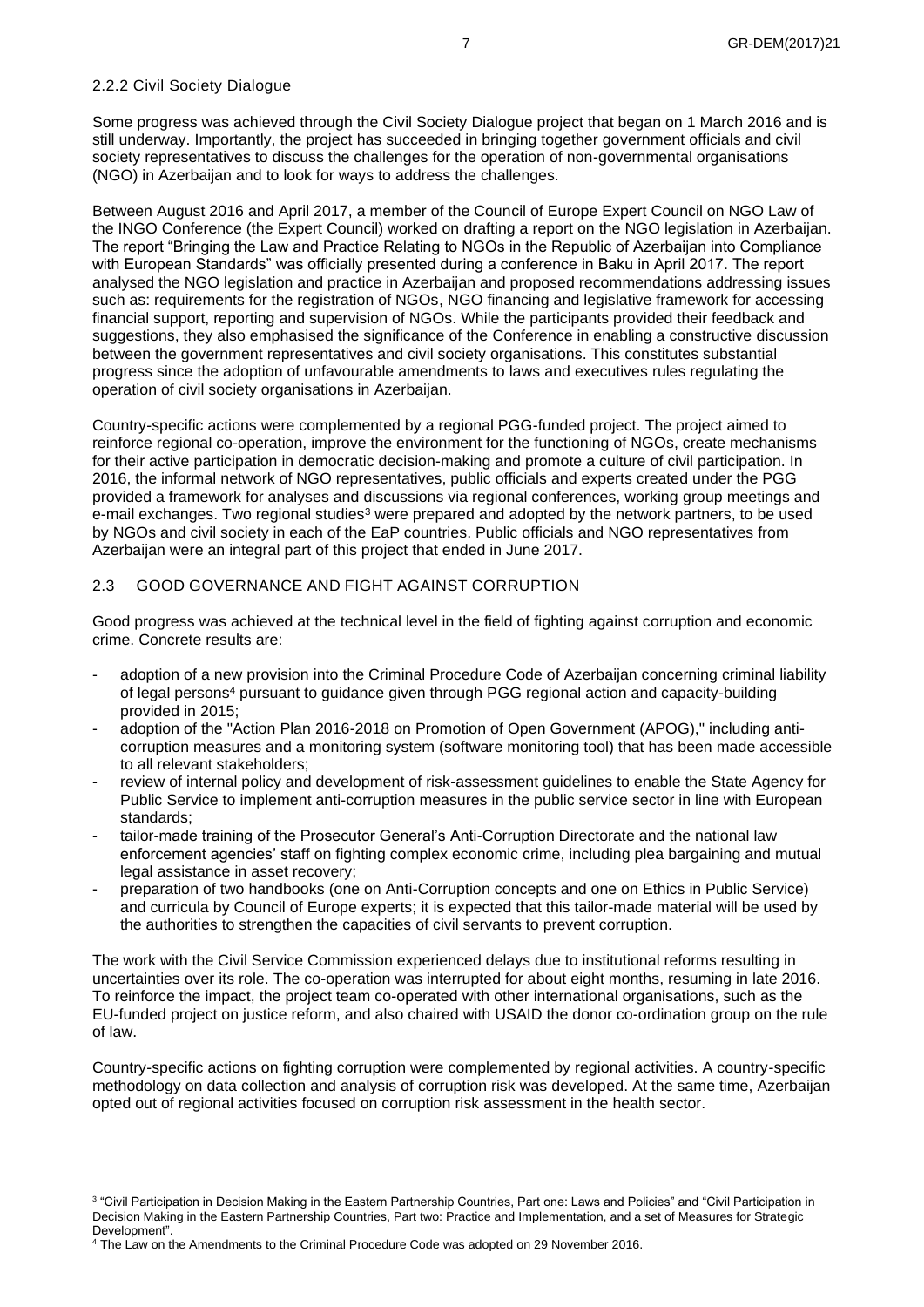### 2.2.2 Civil Society Dialogue

Some progress was achieved through the Civil Society Dialogue project that began on 1 March 2016 and is still underway. Importantly, the project has succeeded in bringing together government officials and civil society representatives to discuss the challenges for the operation of non-governmental organisations (NGO) in Azerbaijan and to look for ways to address the challenges.

Between August 2016 and April 2017, a member of the Council of Europe Expert Council on NGO Law of the INGO Conference (the Expert Council) worked on drafting a report on the NGO legislation in Azerbaijan. The report "Bringing the Law and Practice Relating to NGOs in the Republic of Azerbaijan into Compliance with European Standards" was officially presented during a conference in Baku in April 2017. The report analysed the NGO legislation and practice in Azerbaijan and proposed recommendations addressing issues such as: requirements for the registration of NGOs, NGO financing and legislative framework for accessing financial support, reporting and supervision of NGOs. While the participants provided their feedback and suggestions, they also emphasised the significance of the Conference in enabling a constructive discussion between the government representatives and civil society organisations. This constitutes substantial progress since the adoption of unfavourable amendments to laws and executives rules regulating the operation of civil society organisations in Azerbaijan.

Country-specific actions were complemented by a regional PGG-funded project. The project aimed to reinforce regional co-operation, improve the environment for the functioning of NGOs, create mechanisms for their active participation in democratic decision-making and promote a culture of civil participation. In 2016, the informal network of NGO representatives, public officials and experts created under the PGG provided a framework for analyses and discussions via regional conferences, working group meetings and e-mail exchanges. Two regional studies[3] were prepared and adopted by the network partners, to be used by NGOs and civil society in each of the EaP countries. Public officials and NGO representatives from Azerbaijan were an integral part of this project that ended in June 2017.

## 2.3 GOOD GOVERNANCE AND FIGHT AGAINST CORRUPTION

Good progress was achieved at the technical level in the field of fighting against corruption and economic crime. Concrete results are:

- adoption of a new provision into the Criminal Procedure Code of Azerbaijan concerning criminal liability of legal persons[4] pursuant to guidance given through PGG regional action and capacity-building provided in 2015;
- adoption of the "Action Plan 2016-2018 on Promotion of Open Government (APOG)," including anti-corruption measures and a monitoring system (software monitoring tool) that has been made accessible to all relevant stakeholders;
- review of internal policy and development of risk-assessment guidelines to enable the State Agency for Public Service to implement anti-corruption measures in the public service sector in line with European standards;
- tailor-made training of the Prosecutor General's Anti-Corruption Directorate and the national law enforcement agencies' staff on fighting complex economic crime, including plea bargaining and mutual legal assistance in asset recovery;
- preparation of two handbooks (one on Anti-Corruption concepts and one on Ethics in Public Service) and curricula by Council of Europe experts; it is expected that this tailor-made material will be used by the authorities to strengthen the capacities of civil servants to prevent corruption.

The work with the Civil Service Commission experienced delays due to institutional reforms resulting in uncertainties over its role. The co-operation was interrupted for about eight months, resuming in late 2016. To reinforce the impact, the project team co-operated with other international organisations, such as the EU-funded project on justice reform, and also chaired with USAID the donor co-ordination group on the rule of law.

Country-specific actions on fighting corruption were complemented by regional activities. A country-specific methodology on data collection and analysis of corruption risk was developed. At the same time, Azerbaijan opted out of regional activities focused on corruption risk assessment in the health sector.

---

[3] "Civil Participation in Decision Making in the Eastern Partnership Countries, Part one: Laws and Policies" and "Civil Participation in Decision Making in the Eastern Partnership Countries, Part two: Practice and Implementation, and a set of Measures for Strategic Development".

[4] The Law on the Amendments to the Criminal Procedure Code was adopted on 29 November 2016.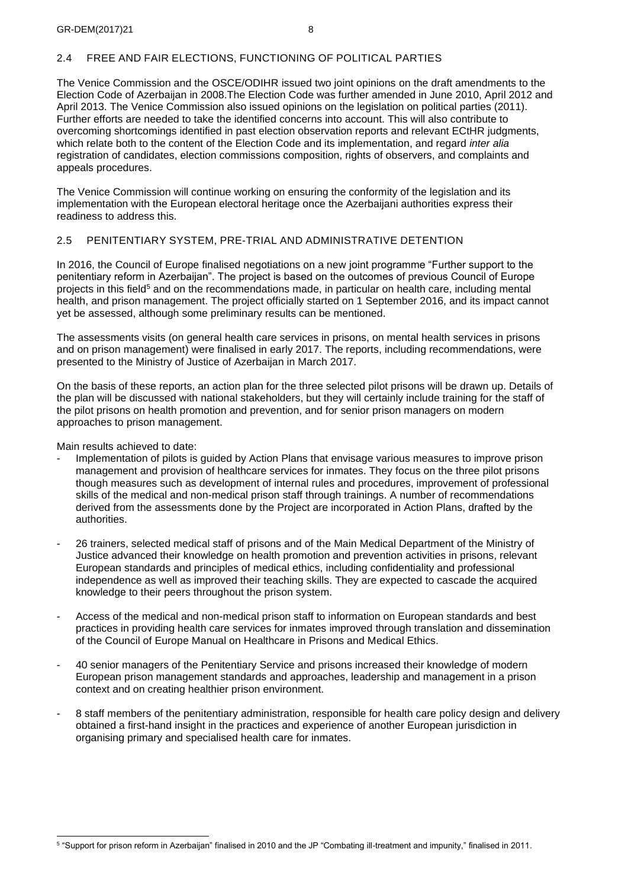## 2.4 FREE AND FAIR ELECTIONS, FUNCTIONING OF POLITICAL PARTIES

The Venice Commission and the OSCE/ODIHR issued two joint opinions on the draft amendments to the Election Code of Azerbaijan in 2008.The Election Code was further amended in June 2010, April 2012 and April 2013. The Venice Commission also issued opinions on the legislation on political parties (2011). Further efforts are needed to take the identified concerns into account. This will also contribute to overcoming shortcomings identified in past election observation reports and relevant ECtHR judgments, which relate both to the content of the Election Code and its implementation, and regard *inter alia* registration of candidates, election commissions composition, rights of observers, and complaints and appeals procedures.

The Venice Commission will continue working on ensuring the conformity of the legislation and its implementation with the European electoral heritage once the Azerbaijani authorities express their readiness to address this.

## 2.5 PENITENTIARY SYSTEM, PRE-TRIAL AND ADMINISTRATIVE DETENTION

In 2016, the Council of Europe finalised negotiations on a new joint programme "Further support to the penitentiary reform in Azerbaijan". The project is based on the outcomes of previous Council of Europe projects in this field[5] and on the recommendations made, in particular on health care, including mental health, and prison management. The project officially started on 1 September 2016, and its impact cannot yet be assessed, although some preliminary results can be mentioned.

The assessments visits (on general health care services in prisons, on mental health services in prisons and on prison management) were finalised in early 2017. The reports, including recommendations, were presented to the Ministry of Justice of Azerbaijan in March 2017.

On the basis of these reports, an action plan for the three selected pilot prisons will be drawn up. Details of the plan will be discussed with national stakeholders, but they will certainly include training for the staff of the pilot prisons on health promotion and prevention, and for senior prison managers on modern approaches to prison management.

Main results achieved to date:

- Implementation of pilots is guided by Action Plans that envisage various measures to improve prison management and provision of healthcare services for inmates. They focus on the three pilot prisons though measures such as development of internal rules and procedures, improvement of professional skills of the medical and non-medical prison staff through trainings. A number of recommendations derived from the assessments done by the Project are incorporated in Action Plans, drafted by the authorities.
- 26 trainers, selected medical staff of prisons and of the Main Medical Department of the Ministry of Justice advanced their knowledge on health promotion and prevention activities in prisons, relevant European standards and principles of medical ethics, including confidentiality and professional independence as well as improved their teaching skills. They are expected to cascade the acquired knowledge to their peers throughout the prison system.
- Access of the medical and non-medical prison staff to information on European standards and best practices in providing health care services for inmates improved through translation and dissemination of the Council of Europe Manual on Healthcare in Prisons and Medical Ethics.
- 40 senior managers of the Penitentiary Service and prisons increased their knowledge of modern European prison management standards and approaches, leadership and management in a prison context and on creating healthier prison environment.
- 8 staff members of the penitentiary administration, responsible for health care policy design and delivery obtained a first-hand insight in the practices and experience of another European jurisdiction in organising primary and specialised health care for inmates.

---

[5] "Support for prison reform in Azerbaijan" finalised in 2010 and the JP "Combating ill-treatment and impunity," finalised in 2011.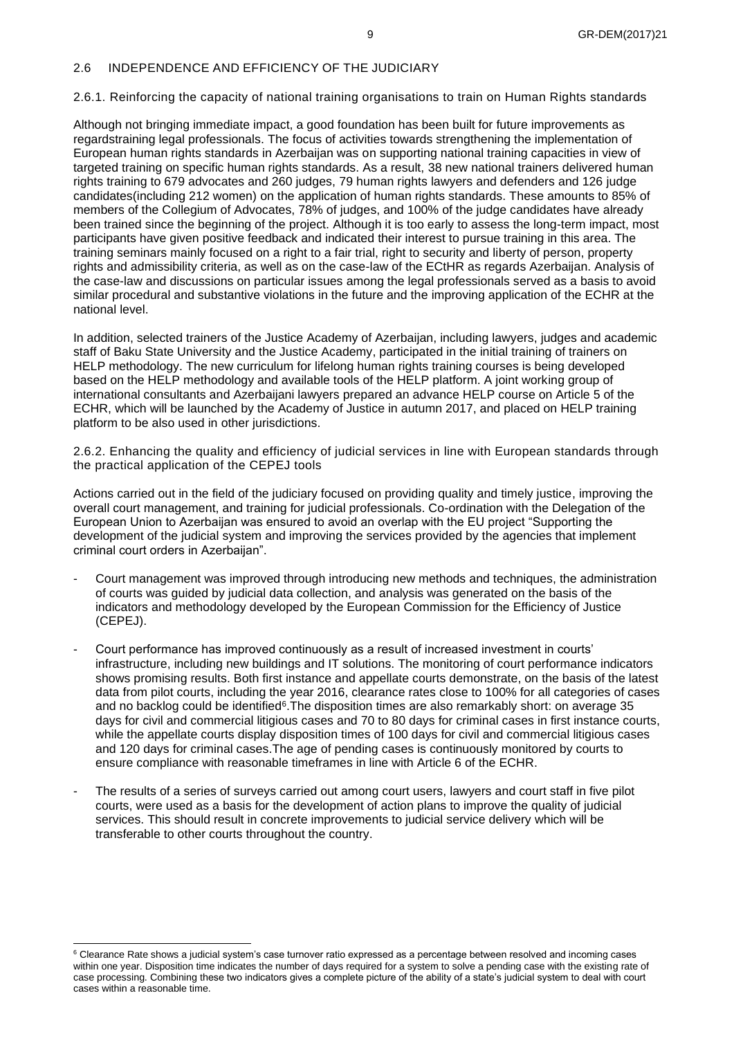## 2.6 INDEPENDENCE AND EFFICIENCY OF THE JUDICIARY

### 2.6.1. Reinforcing the capacity of national training organisations to train on Human Rights standards

Although not bringing immediate impact, a good foundation has been built for future improvements as regardstraining legal professionals. The focus of activities towards strengthening the implementation of European human rights standards in Azerbaijan was on supporting national training capacities in view of targeted training on specific human rights standards. As a result, 38 new national trainers delivered human rights training to 679 advocates and 260 judges, 79 human rights lawyers and defenders and 126 judge candidates(including 212 women) on the application of human rights standards. These amounts to 85% of members of the Collegium of Advocates, 78% of judges, and 100% of the judge candidates have already been trained since the beginning of the project. Although it is too early to assess the long-term impact, most participants have given positive feedback and indicated their interest to pursue training in this area. The training seminars mainly focused on a right to a fair trial, right to security and liberty of person, property rights and admissibility criteria, as well as on the case-law of the ECtHR as regards Azerbaijan. Analysis of the case-law and discussions on particular issues among the legal professionals served as a basis to avoid similar procedural and substantive violations in the future and the improving application of the ECHR at the national level.

In addition, selected trainers of the Justice Academy of Azerbaijan, including lawyers, judges and academic staff of Baku State University and the Justice Academy, participated in the initial training of trainers on HELP methodology. The new curriculum for lifelong human rights training courses is being developed based on the HELP methodology and available tools of the HELP platform. A joint working group of international consultants and Azerbaijani lawyers prepared an advance HELP course on Article 5 of the ECHR, which will be launched by the Academy of Justice in autumn 2017, and placed on HELP training platform to be also used in other jurisdictions.

### 2.6.2. Enhancing the quality and efficiency of judicial services in line with European standards through the practical application of the CEPEJ tools

Actions carried out in the field of the judiciary focused on providing quality and timely justice, improving the overall court management, and training for judicial professionals. Co-ordination with the Delegation of the European Union to Azerbaijan was ensured to avoid an overlap with the EU project "Supporting the development of the judicial system and improving the services provided by the agencies that implement criminal court orders in Azerbaijan".

- Court management was improved through introducing new methods and techniques, the administration of courts was guided by judicial data collection, and analysis was generated on the basis of the indicators and methodology developed by the European Commission for the Efficiency of Justice (CEPEJ).
- Court performance has improved continuously as a result of increased investment in courts' infrastructure, including new buildings and IT solutions. The monitoring of court performance indicators shows promising results. Both first instance and appellate courts demonstrate, on the basis of the latest data from pilot courts, including the year 2016, clearance rates close to 100% for all categories of cases and no backlog could be identified[6].The disposition times are also remarkably short: on average 35 days for civil and commercial litigious cases and 70 to 80 days for criminal cases in first instance courts, while the appellate courts display disposition times of 100 days for civil and commercial litigious cases and 120 days for criminal cases.The age of pending cases is continuously monitored by courts to ensure compliance with reasonable timeframes in line with Article 6 of the ECHR.
- The results of a series of surveys carried out among court users, lawyers and court staff in five pilot courts, were used as a basis for the development of action plans to improve the quality of judicial services. This should result in concrete improvements to judicial service delivery which will be transferable to other courts throughout the country.

[6] Clearance Rate shows a judicial system's case turnover ratio expressed as a percentage between resolved and incoming cases within one year. Disposition time indicates the number of days required for a system to solve a pending case with the existing rate of case processing. Combining these two indicators gives a complete picture of the ability of a state's judicial system to deal with court cases within a reasonable time.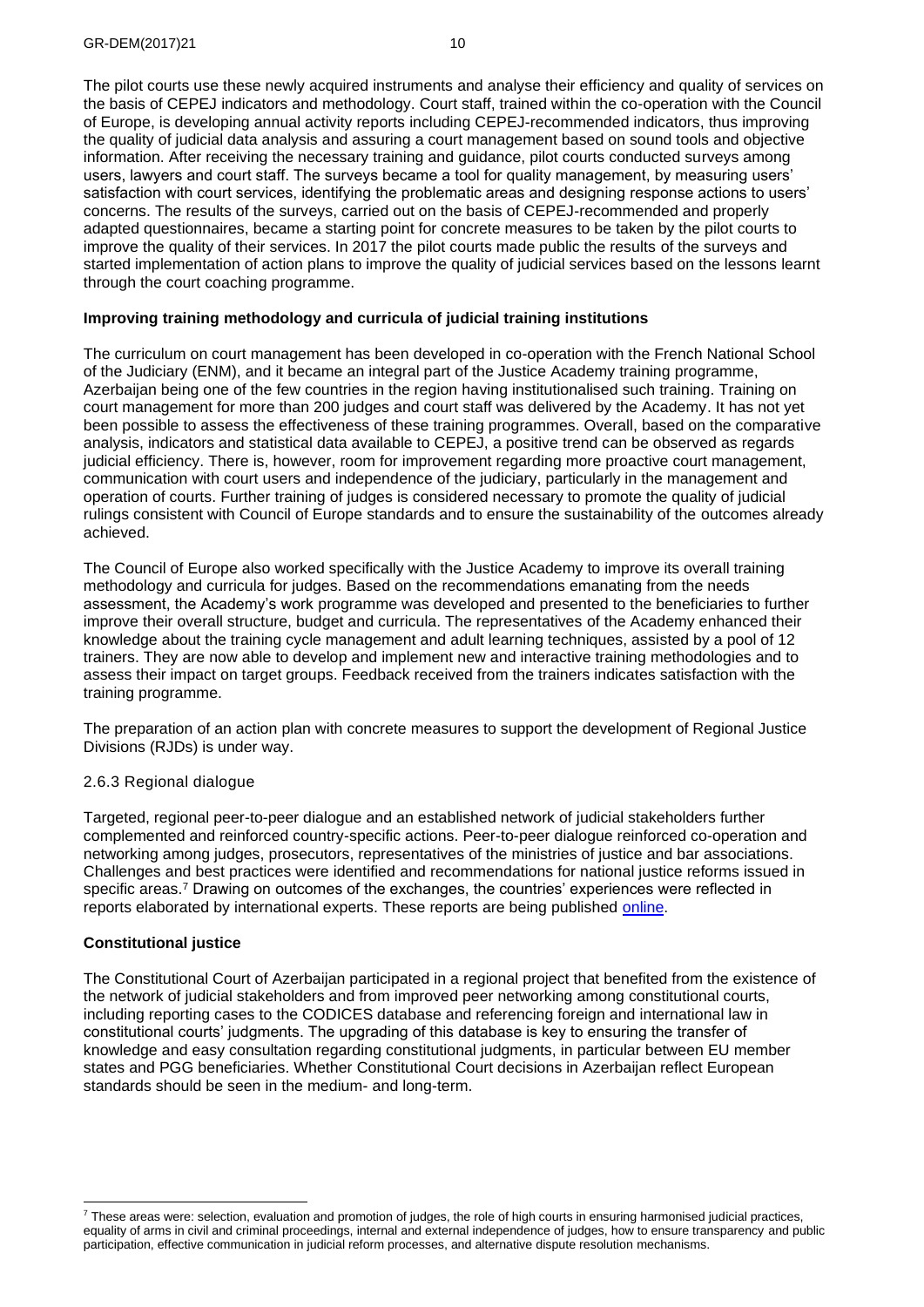The pilot courts use these newly acquired instruments and analyse their efficiency and quality of services on the basis of CEPEJ indicators and methodology. Court staff, trained within the co-operation with the Council of Europe, is developing annual activity reports including CEPEJ-recommended indicators, thus improving the quality of judicial data analysis and assuring a court management based on sound tools and objective information. After receiving the necessary training and guidance, pilot courts conducted surveys among users, lawyers and court staff. The surveys became a tool for quality management, by measuring users' satisfaction with court services, identifying the problematic areas and designing response actions to users' concerns. The results of the surveys, carried out on the basis of CEPEJ-recommended and properly adapted questionnaires, became a starting point for concrete measures to be taken by the pilot courts to improve the quality of their services. In 2017 the pilot courts made public the results of the surveys and started implementation of action plans to improve the quality of judicial services based on the lessons learnt through the court coaching programme.

**Improving training methodology and curricula of judicial training institutions**

The curriculum on court management has been developed in co-operation with the French National School of the Judiciary (ENM), and it became an integral part of the Justice Academy training programme, Azerbaijan being one of the few countries in the region having institutionalised such training. Training on court management for more than 200 judges and court staff was delivered by the Academy. It has not yet been possible to assess the effectiveness of these training programmes. Overall, based on the comparative analysis, indicators and statistical data available to CEPEJ, a positive trend can be observed as regards judicial efficiency. There is, however, room for improvement regarding more proactive court management, communication with court users and independence of the judiciary, particularly in the management and operation of courts. Further training of judges is considered necessary to promote the quality of judicial rulings consistent with Council of Europe standards and to ensure the sustainability of the outcomes already achieved.

The Council of Europe also worked specifically with the Justice Academy to improve its overall training methodology and curricula for judges. Based on the recommendations emanating from the needs assessment, the Academy's work programme was developed and presented to the beneficiaries to further improve their overall structure, budget and curricula. The representatives of the Academy enhanced their knowledge about the training cycle management and adult learning techniques, assisted by a pool of 12 trainers. They are now able to develop and implement new and interactive training methodologies and to assess their impact on target groups. Feedback received from the trainers indicates satisfaction with the training programme.

The preparation of an action plan with concrete measures to support the development of Regional Justice Divisions (RJDs) is under way.

### 2.6.3 Regional dialogue

Targeted, regional peer-to-peer dialogue and an established network of judicial stakeholders further complemented and reinforced country-specific actions. Peer-to-peer dialogue reinforced co-operation and networking among judges, prosecutors, representatives of the ministries of justice and bar associations. Challenges and best practices were identified and recommendations for national justice reforms issued in specific areas.[7] Drawing on outcomes of the exchanges, the countries' experiences were reflected in reports elaborated by international experts. These reports are being published online.

**Constitutional justice**

The Constitutional Court of Azerbaijan participated in a regional project that benefited from the existence of the network of judicial stakeholders and from improved peer networking among constitutional courts, including reporting cases to the CODICES database and referencing foreign and international law in constitutional courts' judgments. The upgrading of this database is key to ensuring the transfer of knowledge and easy consultation regarding constitutional judgments, in particular between EU member states and PGG beneficiaries. Whether Constitutional Court decisions in Azerbaijan reflect European standards should be seen in the medium- and long-term.

---

[7] These areas were: selection, evaluation and promotion of judges, the role of high courts in ensuring harmonised judicial practices, equality of arms in civil and criminal proceedings, internal and external independence of judges, how to ensure transparency and public participation, effective communication in judicial reform processes, and alternative dispute resolution mechanisms.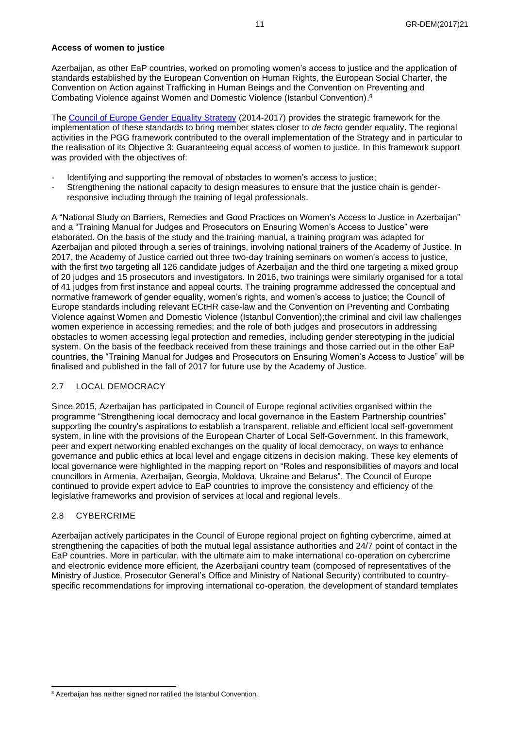**Access of women to justice**

Azerbaijan, as other EaP countries, worked on promoting women's access to justice and the application of standards established by the European Convention on Human Rights, the European Social Charter, the Convention on Action against Trafficking in Human Beings and the Convention on Preventing and Combating Violence against Women and Domestic Violence (Istanbul Convention).[8]

The Council of Europe Gender Equality Strategy (2014-2017) provides the strategic framework for the implementation of these standards to bring member states closer to *de facto* gender equality. The regional activities in the PGG framework contributed to the overall implementation of the Strategy and in particular to the realisation of its Objective 3: Guaranteeing equal access of women to justice. In this framework support was provided with the objectives of:

- Identifying and supporting the removal of obstacles to women's access to justice;
- Strengthening the national capacity to design measures to ensure that the justice chain is gender-responsive including through the training of legal professionals.

A "National Study on Barriers, Remedies and Good Practices on Women's Access to Justice in Azerbaijan" and a "Training Manual for Judges and Prosecutors on Ensuring Women's Access to Justice" were elaborated. On the basis of the study and the training manual, a training program was adapted for Azerbaijan and piloted through a series of trainings, involving national trainers of the Academy of Justice. In 2017, the Academy of Justice carried out three two-day training seminars on women's access to justice, with the first two targeting all 126 candidate judges of Azerbaijan and the third one targeting a mixed group of 20 judges and 15 prosecutors and investigators. In 2016, two trainings were similarly organised for a total of 41 judges from first instance and appeal courts. The training programme addressed the conceptual and normative framework of gender equality, women's rights, and women's access to justice; the Council of Europe standards including relevant ECtHR case-law and the Convention on Preventing and Combating Violence against Women and Domestic Violence (Istanbul Convention);the criminal and civil law challenges women experience in accessing remedies; and the role of both judges and prosecutors in addressing obstacles to women accessing legal protection and remedies, including gender stereotyping in the judicial system. On the basis of the feedback received from these trainings and those carried out in the other EaP countries, the "Training Manual for Judges and Prosecutors on Ensuring Women's Access to Justice" will be finalised and published in the fall of 2017 for future use by the Academy of Justice.

## 2.7 LOCAL DEMOCRACY

Since 2015, Azerbaijan has participated in Council of Europe regional activities organised within the programme "Strengthening local democracy and local governance in the Eastern Partnership countries" supporting the country's aspirations to establish a transparent, reliable and efficient local self-government system, in line with the provisions of the European Charter of Local Self-Government. In this framework, peer and expert networking enabled exchanges on the quality of local democracy, on ways to enhance governance and public ethics at local level and engage citizens in decision making. These key elements of local governance were highlighted in the mapping report on "Roles and responsibilities of mayors and local councillors in Armenia, Azerbaijan, Georgia, Moldova, Ukraine and Belarus". The Council of Europe continued to provide expert advice to EaP countries to improve the consistency and efficiency of the legislative frameworks and provision of services at local and regional levels.

## 2.8 CYBERCRIME

Azerbaijan actively participates in the Council of Europe regional project on fighting cybercrime, aimed at strengthening the capacities of both the mutual legal assistance authorities and 24/7 point of contact in the EaP countries. More in particular, with the ultimate aim to make international co-operation on cybercrime and electronic evidence more efficient, the Azerbaijani country team (composed of representatives of the Ministry of Justice, Prosecutor General's Office and Ministry of National Security) contributed to country-specific recommendations for improving international co-operation, the development of standard templates

---

[8] Azerbaijan has neither signed nor ratified the Istanbul Convention.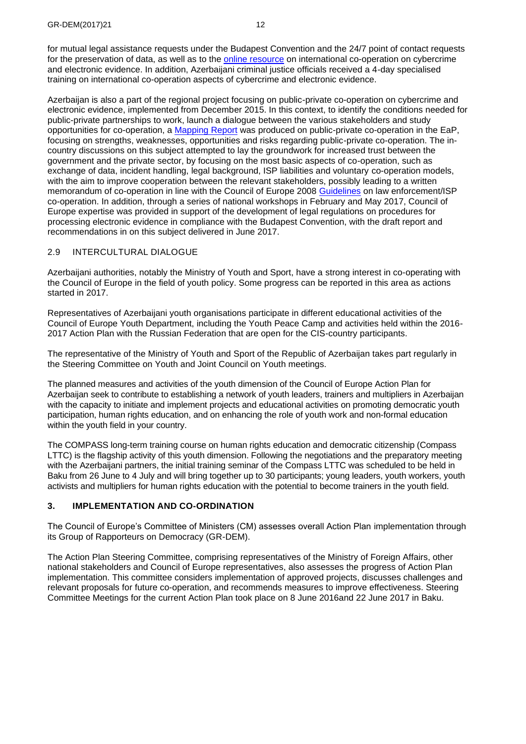for mutual legal assistance requests under the Budapest Convention and the 24/7 point of contact requests for the preservation of data, as well as to the online resource on international co-operation on cybercrime and electronic evidence. In addition, Azerbaijani criminal justice officials received a 4-day specialised training on international co-operation aspects of cybercrime and electronic evidence.

Azerbaijan is also a part of the regional project focusing on public-private co-operation on cybercrime and electronic evidence, implemented from December 2015. In this context, to identify the conditions needed for public-private partnerships to work, launch a dialogue between the various stakeholders and study opportunities for co-operation, a Mapping Report was produced on public-private co-operation in the EaP, focusing on strengths, weaknesses, opportunities and risks regarding public-private co-operation. The in-country discussions on this subject attempted to lay the groundwork for increased trust between the government and the private sector, by focusing on the most basic aspects of co-operation, such as exchange of data, incident handling, legal background, ISP liabilities and voluntary co-operation models, with the aim to improve cooperation between the relevant stakeholders, possibly leading to a written memorandum of co-operation in line with the Council of Europe 2008 Guidelines on law enforcement/ISP co-operation. In addition, through a series of national workshops in February and May 2017, Council of Europe expertise was provided in support of the development of legal regulations on procedures for processing electronic evidence in compliance with the Budapest Convention, with the draft report and recommendations in on this subject delivered in June 2017.

### 2.9 INTERCULTURAL DIALOGUE

Azerbaijani authorities, notably the Ministry of Youth and Sport, have a strong interest in co-operating with the Council of Europe in the field of youth policy. Some progress can be reported in this area as actions started in 2017.

Representatives of Azerbaijani youth organisations participate in different educational activities of the Council of Europe Youth Department, including the Youth Peace Camp and activities held within the 2016-2017 Action Plan with the Russian Federation that are open for the CIS-country participants.

The representative of the Ministry of Youth and Sport of the Republic of Azerbaijan takes part regularly in the Steering Committee on Youth and Joint Council on Youth meetings.

The planned measures and activities of the youth dimension of the Council of Europe Action Plan for Azerbaijan seek to contribute to establishing a network of youth leaders, trainers and multipliers in Azerbaijan with the capacity to initiate and implement projects and educational activities on promoting democratic youth participation, human rights education, and on enhancing the role of youth work and non-formal education within the youth field in your country.

The COMPASS long-term training course on human rights education and democratic citizenship (Compass LTTC) is the flagship activity of this youth dimension. Following the negotiations and the preparatory meeting with the Azerbaijani partners, the initial training seminar of the Compass LTTC was scheduled to be held in Baku from 26 June to 4 July and will bring together up to 30 participants; young leaders, youth workers, youth activists and multipliers for human rights education with the potential to become trainers in the youth field.

## 3. IMPLEMENTATION AND CO-ORDINATION

The Council of Europe's Committee of Ministers (CM) assesses overall Action Plan implementation through its Group of Rapporteurs on Democracy (GR-DEM).

The Action Plan Steering Committee, comprising representatives of the Ministry of Foreign Affairs, other national stakeholders and Council of Europe representatives, also assesses the progress of Action Plan implementation. This committee considers implementation of approved projects, discusses challenges and relevant proposals for future co-operation, and recommends measures to improve effectiveness. Steering Committee Meetings for the current Action Plan took place on 8 June 2016and 22 June 2017 in Baku.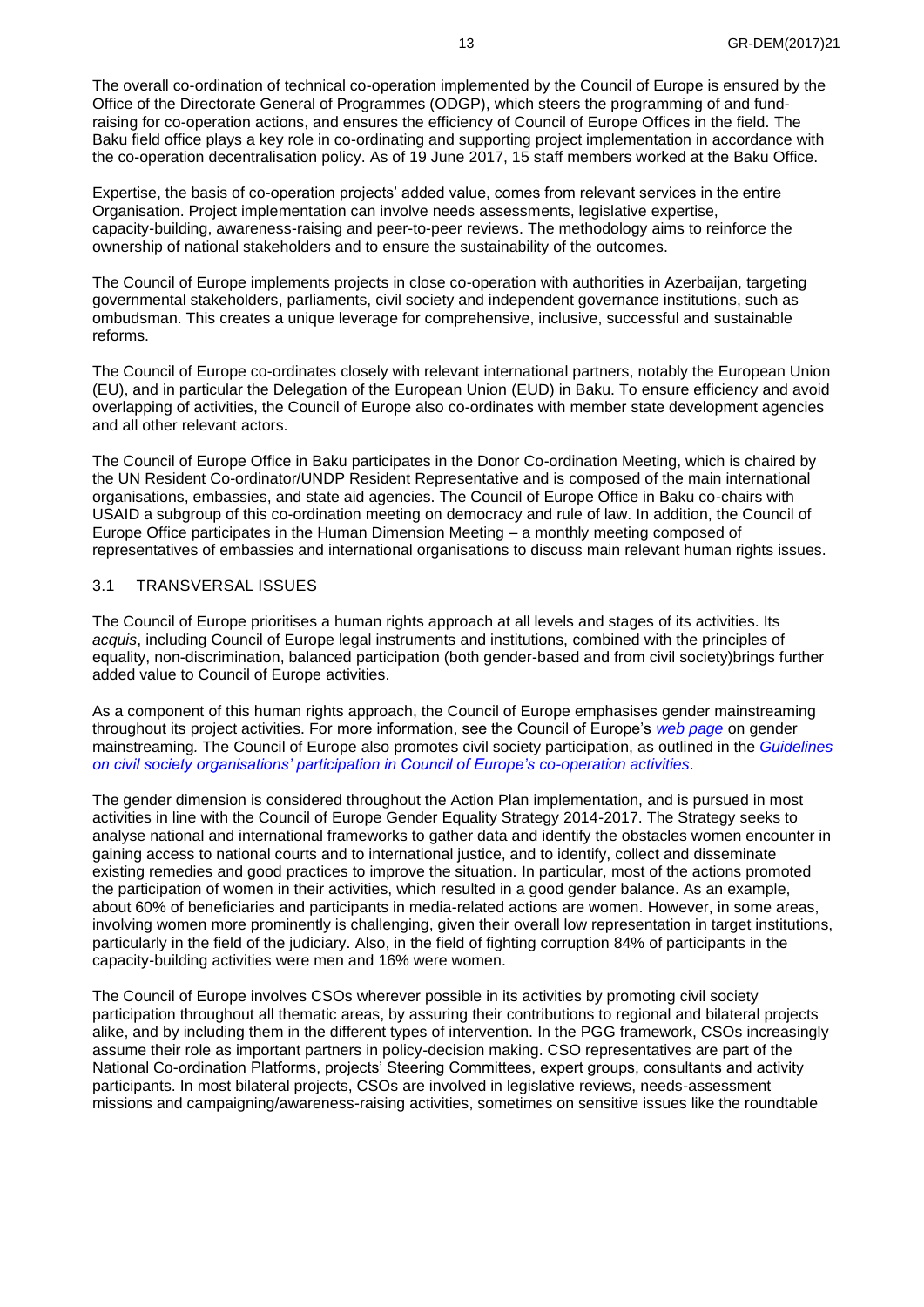The overall co-ordination of technical co-operation implemented by the Council of Europe is ensured by the Office of the Directorate General of Programmes (ODGP), which steers the programming of and fund-raising for co-operation actions, and ensures the efficiency of Council of Europe Offices in the field. The Baku field office plays a key role in co-ordinating and supporting project implementation in accordance with the co-operation decentralisation policy. As of 19 June 2017, 15 staff members worked at the Baku Office.

Expertise, the basis of co-operation projects' added value, comes from relevant services in the entire Organisation. Project implementation can involve needs assessments, legislative expertise, capacity-building, awareness-raising and peer-to-peer reviews. The methodology aims to reinforce the ownership of national stakeholders and to ensure the sustainability of the outcomes.

The Council of Europe implements projects in close co-operation with authorities in Azerbaijan, targeting governmental stakeholders, parliaments, civil society and independent governance institutions, such as ombudsman. This creates a unique leverage for comprehensive, inclusive, successful and sustainable reforms.

The Council of Europe co-ordinates closely with relevant international partners, notably the European Union (EU), and in particular the Delegation of the European Union (EUD) in Baku. To ensure efficiency and avoid overlapping of activities, the Council of Europe also co-ordinates with member state development agencies and all other relevant actors.

The Council of Europe Office in Baku participates in the Donor Co-ordination Meeting, which is chaired by the UN Resident Co-ordinator/UNDP Resident Representative and is composed of the main international organisations, embassies, and state aid agencies. The Council of Europe Office in Baku co-chairs with USAID a subgroup of this co-ordination meeting on democracy and rule of law. In addition, the Council of Europe Office participates in the Human Dimension Meeting – a monthly meeting composed of representatives of embassies and international organisations to discuss main relevant human rights issues.

## 3.1 TRANSVERSAL ISSUES

The Council of Europe prioritises a human rights approach at all levels and stages of its activities. Its *acquis*, including Council of Europe legal instruments and institutions, combined with the principles of equality, non-discrimination, balanced participation (both gender-based and from civil society)brings further added value to Council of Europe activities.

As a component of this human rights approach, the Council of Europe emphasises gender mainstreaming throughout its project activities. For more information, see the Council of Europe's *web page* on gender mainstreaming. The Council of Europe also promotes civil society participation, as outlined in the *Guidelines on civil society organisations' participation in Council of Europe's co-operation activities*.

The gender dimension is considered throughout the Action Plan implementation, and is pursued in most activities in line with the Council of Europe Gender Equality Strategy 2014-2017. The Strategy seeks to analyse national and international frameworks to gather data and identify the obstacles women encounter in gaining access to national courts and to international justice, and to identify, collect and disseminate existing remedies and good practices to improve the situation. In particular, most of the actions promoted the participation of women in their activities, which resulted in a good gender balance. As an example, about 60% of beneficiaries and participants in media-related actions are women. However, in some areas, involving women more prominently is challenging, given their overall low representation in target institutions, particularly in the field of the judiciary. Also, in the field of fighting corruption 84% of participants in the capacity-building activities were men and 16% were women.

The Council of Europe involves CSOs wherever possible in its activities by promoting civil society participation throughout all thematic areas, by assuring their contributions to regional and bilateral projects alike, and by including them in the different types of intervention. In the PGG framework, CSOs increasingly assume their role as important partners in policy-decision making. CSO representatives are part of the National Co-ordination Platforms, projects' Steering Committees, expert groups, consultants and activity participants. In most bilateral projects, CSOs are involved in legislative reviews, needs-assessment missions and campaigning/awareness-raising activities, sometimes on sensitive issues like the roundtable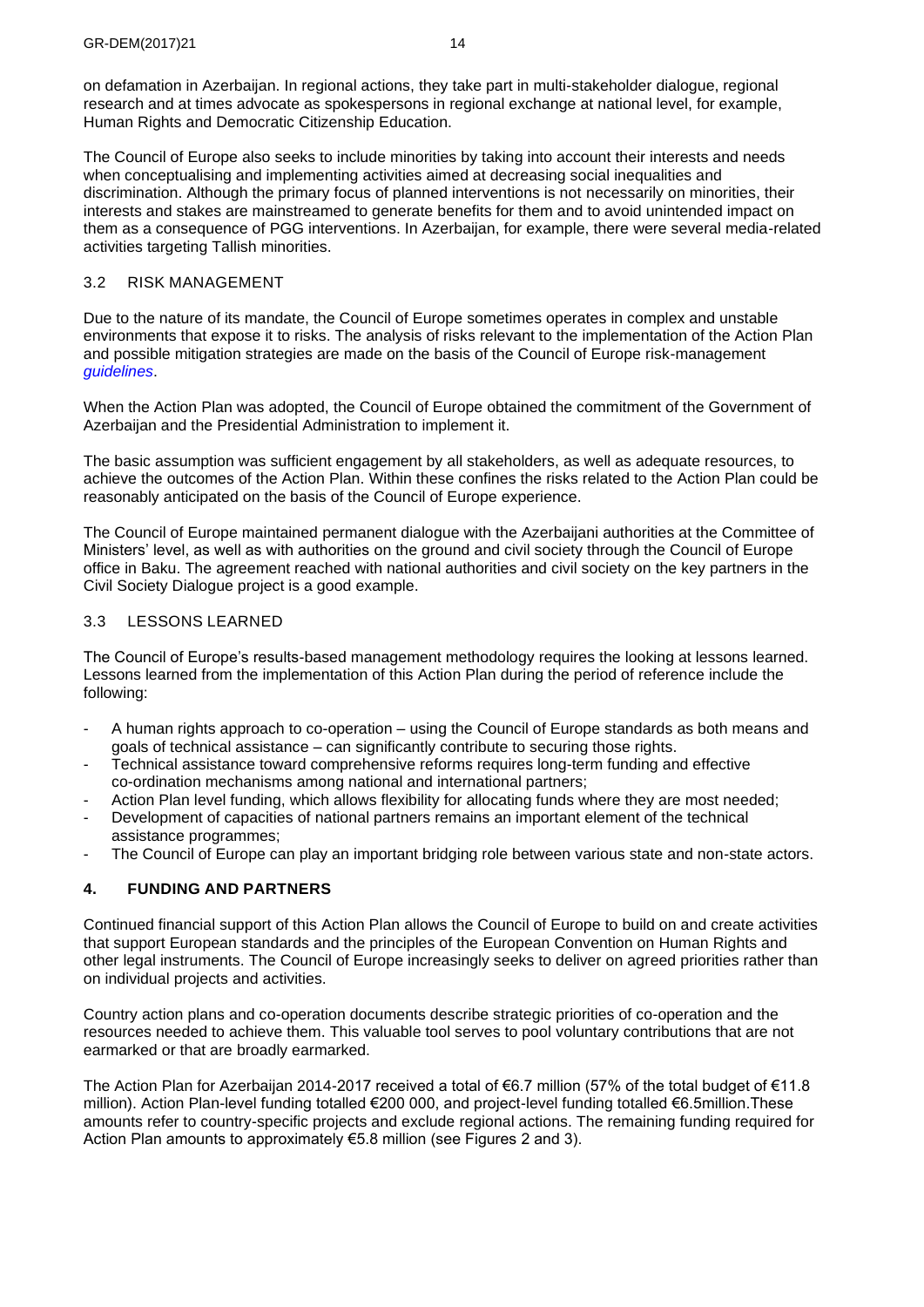on defamation in Azerbaijan. In regional actions, they take part in multi-stakeholder dialogue, regional research and at times advocate as spokespersons in regional exchange at national level, for example, Human Rights and Democratic Citizenship Education.

The Council of Europe also seeks to include minorities by taking into account their interests and needs when conceptualising and implementing activities aimed at decreasing social inequalities and discrimination. Although the primary focus of planned interventions is not necessarily on minorities, their interests and stakes are mainstreamed to generate benefits for them and to avoid unintended impact on them as a consequence of PGG interventions. In Azerbaijan, for example, there were several media-related activities targeting Tallish minorities.

### 3.2 RISK MANAGEMENT

Due to the nature of its mandate, the Council of Europe sometimes operates in complex and unstable environments that expose it to risks. The analysis of risks relevant to the implementation of the Action Plan and possible mitigation strategies are made on the basis of the Council of Europe risk-management *guidelines*.

When the Action Plan was adopted, the Council of Europe obtained the commitment of the Government of Azerbaijan and the Presidential Administration to implement it.

The basic assumption was sufficient engagement by all stakeholders, as well as adequate resources, to achieve the outcomes of the Action Plan. Within these confines the risks related to the Action Plan could be reasonably anticipated on the basis of the Council of Europe experience.

The Council of Europe maintained permanent dialogue with the Azerbaijani authorities at the Committee of Ministers' level, as well as with authorities on the ground and civil society through the Council of Europe office in Baku. The agreement reached with national authorities and civil society on the key partners in the Civil Society Dialogue project is a good example.

### 3.3 LESSONS LEARNED

The Council of Europe's results-based management methodology requires the looking at lessons learned. Lessons learned from the implementation of this Action Plan during the period of reference include the following:

- A human rights approach to co-operation – using the Council of Europe standards as both means and goals of technical assistance – can significantly contribute to securing those rights.
- Technical assistance toward comprehensive reforms requires long-term funding and effective co-ordination mechanisms among national and international partners;
- Action Plan level funding, which allows flexibility for allocating funds where they are most needed;
- Development of capacities of national partners remains an important element of the technical assistance programmes;
- The Council of Europe can play an important bridging role between various state and non-state actors.

## 4. FUNDING AND PARTNERS

Continued financial support of this Action Plan allows the Council of Europe to build on and create activities that support European standards and the principles of the European Convention on Human Rights and other legal instruments. The Council of Europe increasingly seeks to deliver on agreed priorities rather than on individual projects and activities.

Country action plans and co-operation documents describe strategic priorities of co-operation and the resources needed to achieve them. This valuable tool serves to pool voluntary contributions that are not earmarked or that are broadly earmarked.

The Action Plan for Azerbaijan 2014-2017 received a total of €6.7 million (57% of the total budget of €11.8 million). Action Plan-level funding totalled €200 000, and project-level funding totalled €6.5million.These amounts refer to country-specific projects and exclude regional actions. The remaining funding required for Action Plan amounts to approximately €5.8 million (see Figures 2 and 3).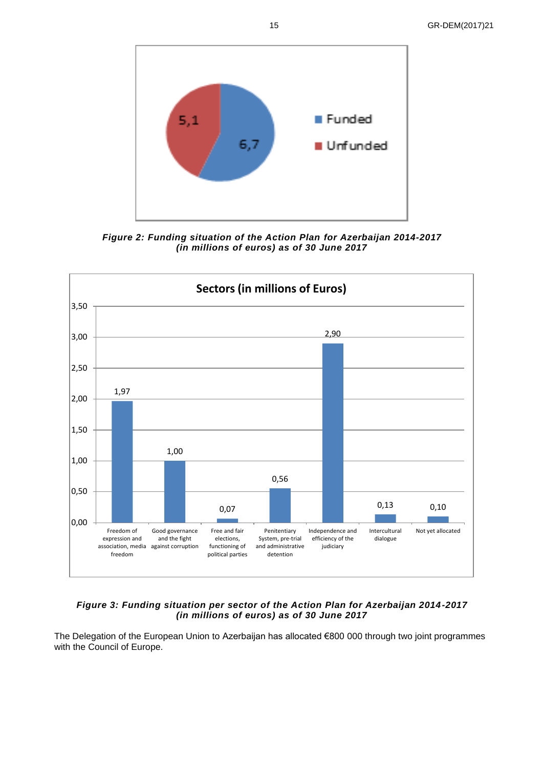*__Figure 2: Funding situation of the Action Plan for Azerbaijan 2014-2017 (in millions of euros) as of 30 June 2017__*

*__Figure 3: Funding situation per sector of the Action Plan for Azerbaijan 2014-2017 (in millions of euros) as of 30 June 2017__*

The Delegation of the European Union to Azerbaijan has allocated €800 000 through two joint programmes with the Council of Europe.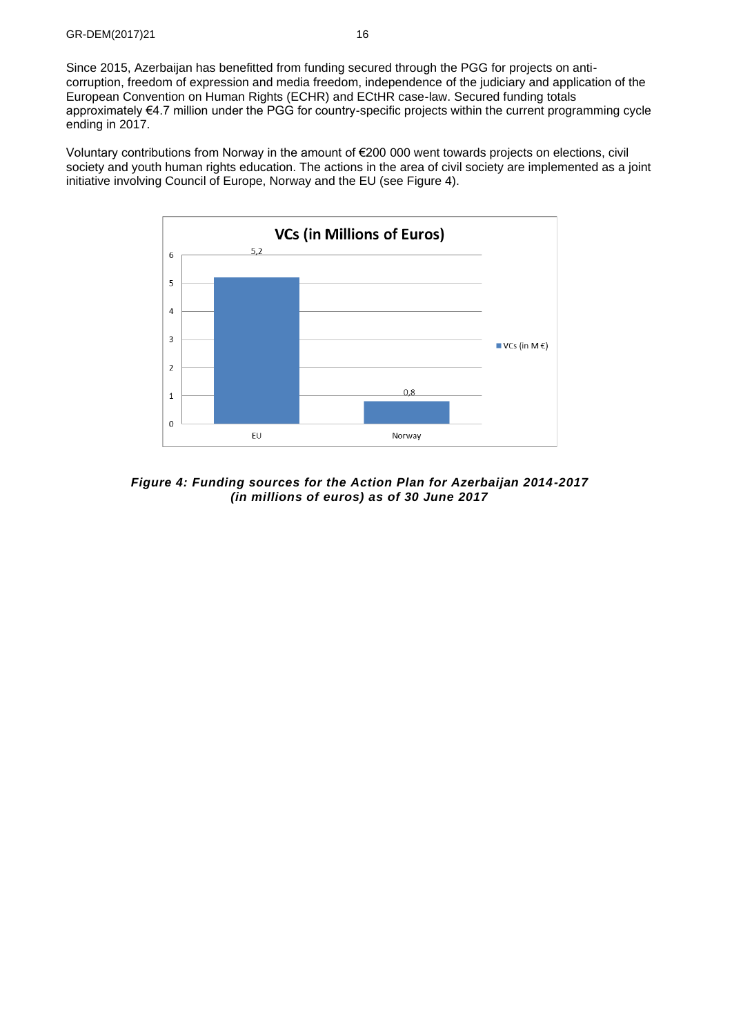Since 2015, Azerbaijan has benefitted from funding secured through the PGG for projects on anti-corruption, freedom of expression and media freedom, independence of the judiciary and application of the European Convention on Human Rights (ECHR) and ECtHR case-law. Secured funding totals approximately €4.7 million under the PGG for country-specific projects within the current programming cycle ending in 2017.

Voluntary contributions from Norway in the amount of €200 000 went towards projects on elections, civil society and youth human rights education. The actions in the area of civil society are implemented as a joint initiative involving Council of Europe, Norway and the EU (see Figure 4).

**VCs (in Millions of Euros)**

| | VCs (in M €) |
|---|---|
| EU | 5,2 |
| Norway | 0,8 |

***Figure 4: Funding sources for the Action Plan for Azerbaijan 2014-2017 (in millions of euros) as of 30 June 2017***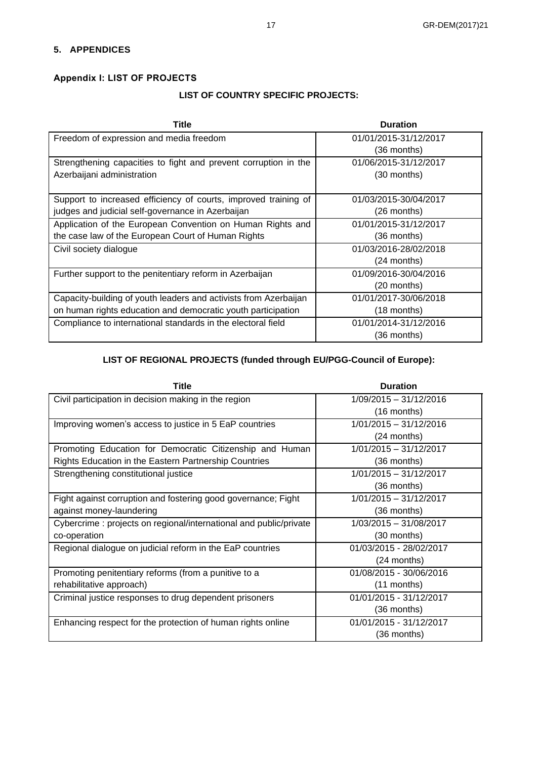## 5. APPENDICES

### Appendix I: LIST OF PROJECTS

#### LIST OF COUNTRY SPECIFIC PROJECTS:

| Title | Duration |
|---|---|
| Freedom of expression and media freedom | 01/01/2015-31/12/2017 (36 months) |
| Strengthening capacities to fight and prevent corruption in the Azerbaijani administration | 01/06/2015-31/12/2017 (30 months) |
| Support to increased efficiency of courts, improved training of judges and judicial self-governance in Azerbaijan | 01/03/2015-30/04/2017 (26 months) |
| Application of the European Convention on Human Rights and the case law of the European Court of Human Rights | 01/01/2015-31/12/2017 (36 months) |
| Civil society dialogue | 01/03/2016-28/02/2018 (24 months) |
| Further support to the penitentiary reform in Azerbaijan | 01/09/2016-30/04/2016 (20 months) |
| Capacity-building of youth leaders and activists from Azerbaijan on human rights education and democratic youth participation | 01/01/2017-30/06/2018 (18 months) |
| Compliance to international standards in the electoral field | 01/01/2014-31/12/2016 (36 months) |

#### LIST OF REGIONAL PROJECTS (funded through EU/PGG-Council of Europe):

| Title | Duration |
|---|---|
| Civil participation in decision making in the region | 1/09/2015 – 31/12/2016 (16 months) |
| Improving women's access to justice in 5 EaP countries | 1/01/2015 – 31/12/2016 (24 months) |
| Promoting Education for Democratic Citizenship and Human Rights Education in the Eastern Partnership Countries | 1/01/2015 – 31/12/2017 (36 months) |
| Strengthening constitutional justice | 1/01/2015 – 31/12/2017 (36 months) |
| Fight against corruption and fostering good governance; Fight against money-laundering | 1/01/2015 – 31/12/2017 (36 months) |
| Cybercrime : projects on regional/international and public/private co-operation | 1/03/2015 – 31/08/2017 (30 months) |
| Regional dialogue on judicial reform in the EaP countries | 01/03/2015 - 28/02/2017 (24 months) |
| Promoting penitentiary reforms (from a punitive to a rehabilitative approach) | 01/08/2015 - 30/06/2016 (11 months) |
| Criminal justice responses to drug dependent prisoners | 01/01/2015 - 31/12/2017 (36 months) |
| Enhancing respect for the protection of human rights online | 01/01/2015 - 31/12/2017 (36 months) |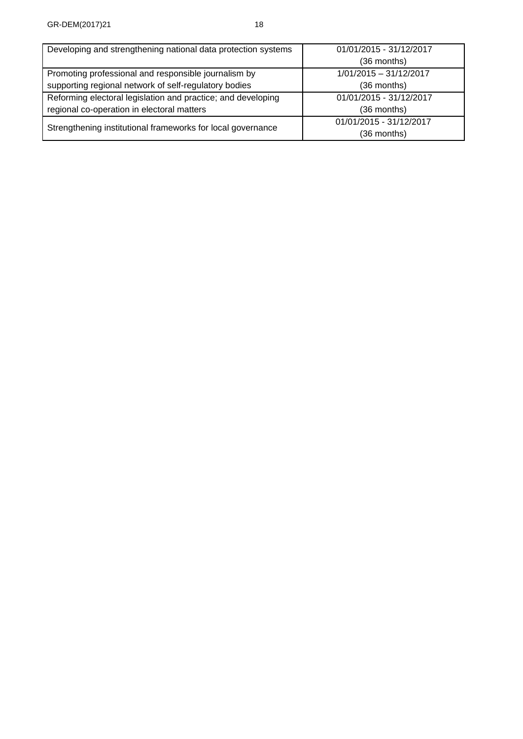| | |
|---|---|
| Developing and strengthening national data protection systems | 01/01/2015 - 31/12/2017<br>(36 months) |
| Promoting professional and responsible journalism by supporting regional network of self-regulatory bodies | 1/01/2015 – 31/12/2017<br>(36 months) |
| Reforming electoral legislation and practice; and developing regional co-operation in electoral matters | 01/01/2015 - 31/12/2017<br>(36 months) |
| Strengthening institutional frameworks for local governance | 01/01/2015 - 31/12/2017<br>(36 months) |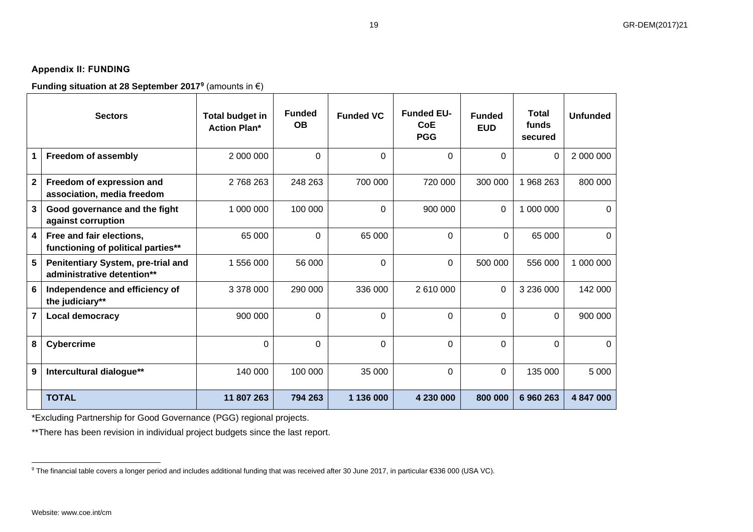**Appendix II: FUNDING**

**Funding situation at 28 September 2017**[9] (amounts in €)

| | Sectors | Total budget in Action Plan* | Funded OB | Funded VC | Funded EU-CoE PGG | Funded EUD | Total funds secured | Unfunded |
|---|---|---|---|---|---|---|---|---|
| 1 | **Freedom of assembly** | 2 000 000 | 0 | 0 | 0 | 0 | 0 | 2 000 000 |
| 2 | **Freedom of expression and association, media freedom** | 2 768 263 | 248 263 | 700 000 | 720 000 | 300 000 | 1 968 263 | 800 000 |
| 3 | **Good governance and the fight against corruption** | 1 000 000 | 100 000 | 0 | 900 000 | 0 | 1 000 000 | 0 |
| 4 | **Free and fair elections, functioning of political parties**** | 65 000 | 0 | 65 000 | 0 | 0 | 65 000 | 0 |
| 5 | **Penitentiary System, pre-trial and administrative detention**** | 1 556 000 | 56 000 | 0 | 0 | 500 000 | 556 000 | 1 000 000 |
| 6 | **Independence and efficiency of the judiciary**** | 3 378 000 | 290 000 | 336 000 | 2 610 000 | 0 | 3 236 000 | 142 000 |
| 7 | **Local democracy** | 900 000 | 0 | 0 | 0 | 0 | 0 | 900 000 |
| 8 | **Cybercrime** | 0 | 0 | 0 | 0 | 0 | 0 | 0 |
| 9 | **Intercultural dialogue**** | 140 000 | 100 000 | 35 000 | 0 | 0 | 135 000 | 5 000 |
| | **TOTAL** | **11 807 263** | **794 263** | **1 136 000** | **4 230 000** | **800 000** | **6 960 263** | **4 847 000** |

*Excluding Partnership for Good Governance (PGG) regional projects.

**There has been revision in individual project budgets since the last report.

[9] The financial table covers a longer period and includes additional funding that was received after 30 June 2017, in particular €336 000 (USA VC).